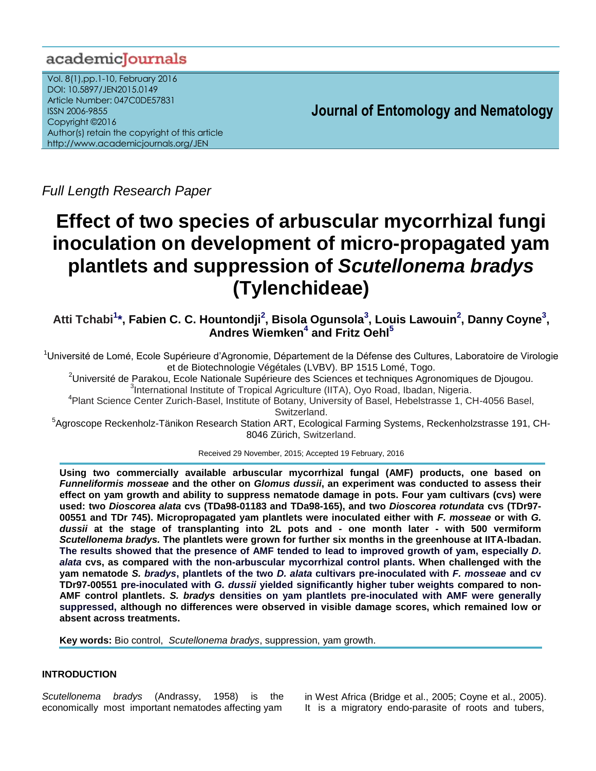Full Length Research Paper

# Effect of two species of arbuscular mycorrhizal fungi inoculation on development of micro-propagated yam plantlets and suppression of *Scutellonema bradys* (Tylenchideae)

**Atti Tchabi[1]*, Fabien C. C. Hountondji[2], Bisola Ogunsola[3], Louis Lawouin[2], Danny Coyne[3], Andres Wiemken[4] and Fritz Oehl[5]**

[1]Université de Lomé, Ecole Supérieure d'Agronomie, Département de la Défense des Cultures, Laboratoire de Virologie et de Biotechnologie Végétales (LVBV). BP 1515 Lomé, Togo.

[2]Université de Parakou, Ecole Nationale Supérieure des Sciences et techniques Agronomiques de Djougou.

[3]International Institute of Tropical Agriculture (IITA), Oyo Road, Ibadan, Nigeria.

[4]Plant Science Center Zurich-Basel, Institute of Botany, University of Basel, Hebelstrasse 1, CH-4056 Basel, Switzerland.

[5]Agroscope Reckenholz-Tänikon Research Station ART, Ecological Farming Systems, Reckenholzstrasse 191, CH-8046 Zürich, Switzerland.

Received 29 November, 2015; Accepted 19 February, 2016

**Using two commercially available arbuscular mycorrhizal fungal (AMF) products, one based on *Funneliformis mosseae* and the other on *Glomus dussii*, an experiment was conducted to assess their effect on yam growth and ability to suppress nematode damage in pots. Four yam cultivars (cvs) were used: two *Dioscorea alata* cvs (TDa98-01183 and TDa98-165), and two *Dioscorea rotundata* cvs (TDr97-00551 and TDr 745). Micropropagated yam plantlets were inoculated either with *F. mosseae* or with *G. dussii* at the stage of transplanting into 2L pots and - one month later - with 500 vermiform *Scutellonema bradys.* The plantlets were grown for further six months in the greenhouse at IITA-Ibadan. The results showed that the presence of AMF tended to lead to improved growth of yam, especially *D. alata* cvs, as compared with the non-arbuscular mycorrhizal control plants. When challenged with the yam nematode *S. bradys*, plantlets of the two *D. alata* cultivars pre-inoculated with *F. mosseae* and cv TDr97-00551 pre-inoculated with *G. dussii* yielded significantly higher tuber weights compared to non-AMF control plantlets. *S. bradys* densities on yam plantlets pre-inoculated with AMF were generally suppressed, although no differences were observed in visible damage scores, which remained low or absent across treatments.**

**Key words:** Bio control, *Scutellonema bradys*, suppression, yam growth.

## INTRODUCTION

*Scutellonema bradys* (Andrassy, 1958) is the economically most important nematodes affecting yam in West Africa (Bridge et al., 2005; Coyne et al., 2005). It is a migratory endo-parasite of roots and tubers,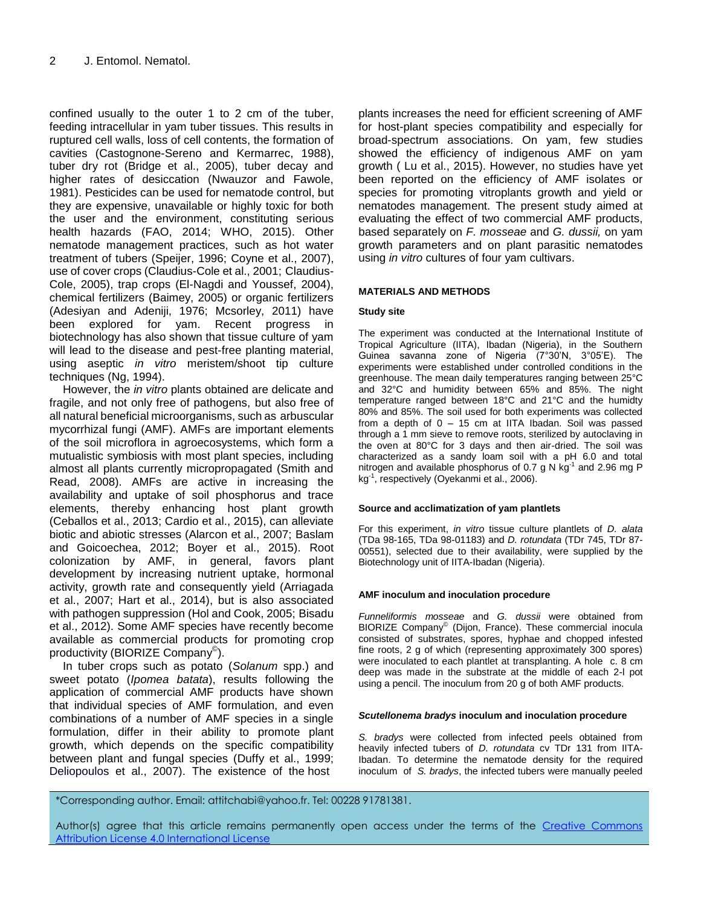confined usually to the outer 1 to 2 cm of the tuber, feeding intracellular in yam tuber tissues. This results in ruptured cell walls, loss of cell contents, the formation of cavities (Castognone-Sereno and Kermarrec, 1988), tuber dry rot (Bridge et al., 2005), tuber decay and higher rates of desiccation (Nwauzor and Fawole, 1981). Pesticides can be used for nematode control, but they are expensive, unavailable or highly toxic for both the user and the environment, constituting serious health hazards (FAO, 2014; WHO, 2015). Other nematode management practices, such as hot water treatment of tubers (Speijer, 1996; Coyne et al., 2007), use of cover crops (Claudius-Cole et al., 2001; Claudius-Cole, 2005), trap crops (El-Nagdi and Youssef, 2004), chemical fertilizers (Baimey, 2005) or organic fertilizers (Adesiyan and Adeniji, 1976; Mcsorley, 2011) have been explored for yam. Recent progress in biotechnology has also shown that tissue culture of yam will lead to the disease and pest-free planting material, using aseptic *in vitro* meristem/shoot tip culture techniques (Ng, 1994).

However, the *in vitro* plants obtained are delicate and fragile, and not only free of pathogens, but also free of all natural beneficial microorganisms, such as arbuscular mycorrhizal fungi (AMF). AMFs are important elements of the soil microflora in agroecosystems, which form a mutualistic symbiosis with most plant species, including almost all plants currently micropropagated (Smith and Read, 2008). AMFs are active in increasing the availability and uptake of soil phosphorus and trace elements, thereby enhancing host plant growth (Ceballos et al., 2013; Cardio et al., 2015), can alleviate biotic and abiotic stresses (Alarcon et al., 2007; Baslam and Goicoechea, 2012; Boyer et al., 2015). Root colonization by AMF, in general, favors plant development by increasing nutrient uptake, hormonal activity, growth rate and consequently yield (Arriagada et al., 2007; Hart et al., 2014), but is also associated with pathogen suppression (Hol and Cook, 2005; Bisadu et al., 2012). Some AMF species have recently become available as commercial products for promoting crop productivity (BIORIZE Company©).

In tuber crops such as potato (*Solanum* spp.) and sweet potato (*Ipomea batata*), results following the application of commercial AMF products have shown that individual species of AMF formulation, and even combinations of a number of AMF species in a single formulation, differ in their ability to promote plant growth, which depends on the specific compatibility between plant and fungal species (Duffy et al., 1999; Deliopoulos et al., 2007). The existence of the host plants increases the need for efficient screening of AMF for host-plant species compatibility and especially for broad-spectrum associations. On yam, few studies showed the efficiency of indigenous AMF on yam growth ( Lu et al., 2015). However, no studies have yet been reported on the efficiency of AMF isolates or species for promoting vitroplants growth and yield or nematodes management. The present study aimed at evaluating the effect of two commercial AMF products, based separately on *F. mosseae* and *G. dussii,* on yam growth parameters and on plant parasitic nematodes using *in vitro* cultures of four yam cultivars.

## MATERIALS AND METHODS

### Study site

The experiment was conducted at the International Institute of Tropical Agriculture (IITA), Ibadan (Nigeria), in the Southern Guinea savanna zone of Nigeria (7°30'N, 3°05'E). The experiments were established under controlled conditions in the greenhouse. The mean daily temperatures ranging between 25°C and 32°C and humidity between 65% and 85%. The night temperature ranged between 18°C and 21°C and the humidty 80% and 85%. The soil used for both experiments was collected from a depth of 0 – 15 cm at IITA Ibadan. Soil was passed through a 1 mm sieve to remove roots, sterilized by autoclaving in the oven at 80°C for 3 days and then air-dried. The soil was characterized as a sandy loam soil with a pH 6.0 and total nitrogen and available phosphorus of 0.7 g N $kg^{-1}$ and 2.96 mg P $kg^{-1}$, respectively (Oyekanmi et al., 2006).

### Source and acclimatization of yam plantlets

For this experiment, *in vitro* tissue culture plantlets of *D. alata* (TDa 98-165, TDa 98-01183) and *D. rotundata* (TDr 745, TDr 87-00551), selected due to their availability, were supplied by the Biotechnology unit of IITA-Ibadan (Nigeria).

### AMF inoculum and inoculation procedure

*Funneliformis mosseae* and *G. dussii* were obtained from BIORIZE Company© (Dijon, France). These commercial inocula consisted of substrates, spores, hyphae and chopped infested fine roots, 2 g of which (representing approximately 300 spores) were inoculated to each plantlet at transplanting. A hole c. 8 cm deep was made in the substrate at the middle of each 2-l pot using a pencil. The inoculum from 20 g of both AMF products.

### *Scutellonema bradys* inoculum and inoculation procedure

*S. bradys* were collected from infected peels obtained from heavily infected tubers of *D. rotundata* cv TDr 131 from IITA-Ibadan. To determine the nematode density for the required inoculum of *S. bradys*, the infected tubers were manually peeled

*Corresponding author. Email: attitchabi@yahoo.fr. Tel: 00228 91781381.

Author(s) agree that this article remains permanently open access under the terms of the Creative Commons Attribution License 4.0 International License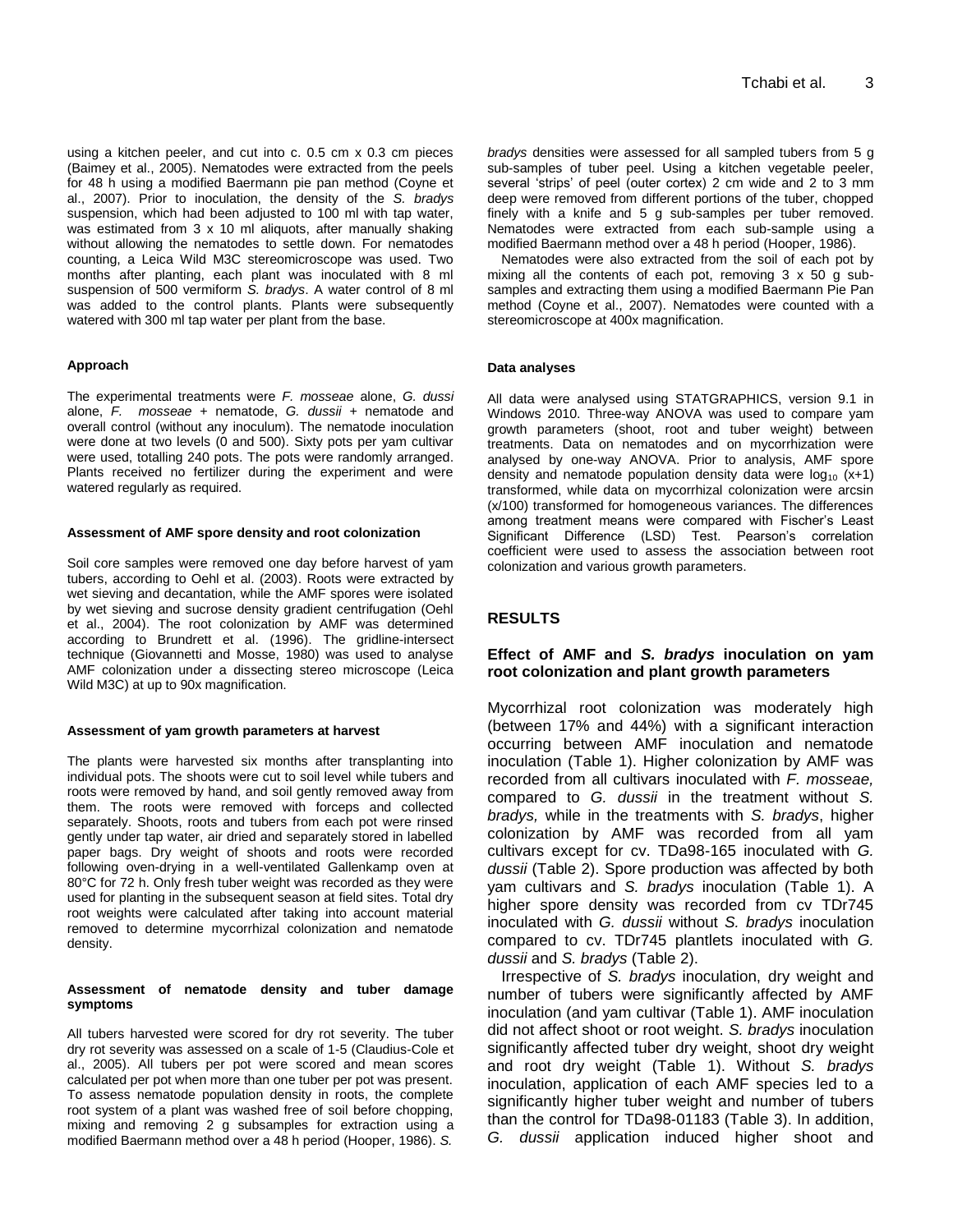using a kitchen peeler, and cut into c. 0.5 cm x 0.3 cm pieces (Baimey et al., 2005). Nematodes were extracted from the peels for 48 h using a modified Baermann pie pan method (Coyne et al., 2007). Prior to inoculation, the density of the *S. bradys* suspension, which had been adjusted to 100 ml with tap water, was estimated from 3 x 10 ml aliquots, after manually shaking without allowing the nematodes to settle down. For nematodes counting, a Leica Wild M3C stereomicroscope was used. Two months after planting, each plant was inoculated with 8 ml suspension of 500 vermiform *S. bradys*. A water control of 8 ml was added to the control plants. Plants were subsequently watered with 300 ml tap water per plant from the base.

#### Approach

The experimental treatments were *F. mosseae* alone, *G. dussi* alone, *F. mosseae* + nematode, *G. dussii* + nematode and overall control (without any inoculum). The nematode inoculation were done at two levels (0 and 500). Sixty pots per yam cultivar were used, totalling 240 pots. The pots were randomly arranged. Plants received no fertilizer during the experiment and were watered regularly as required.

#### Assessment of AMF spore density and root colonization

Soil core samples were removed one day before harvest of yam tubers, according to Oehl et al. (2003). Roots were extracted by wet sieving and decantation, while the AMF spores were isolated by wet sieving and sucrose density gradient centrifugation (Oehl et al., 2004). The root colonization by AMF was determined according to Brundrett et al. (1996). The gridline-intersect technique (Giovannetti and Mosse, 1980) was used to analyse AMF colonization under a dissecting stereo microscope (Leica Wild M3C) at up to 90x magnification.

#### Assessment of yam growth parameters at harvest

The plants were harvested six months after transplanting into individual pots. The shoots were cut to soil level while tubers and roots were removed by hand, and soil gently removed away from them. The roots were removed with forceps and collected separately. Shoots, roots and tubers from each pot were rinsed gently under tap water, air dried and separately stored in labelled paper bags. Dry weight of shoots and roots were recorded following oven-drying in a well-ventilated Gallenkamp oven at 80°C for 72 h. Only fresh tuber weight was recorded as they were used for planting in the subsequent season at field sites. Total dry root weights were calculated after taking into account material removed to determine mycorrhizal colonization and nematode density.

#### Assessment of nematode density and tuber damage symptoms

All tubers harvested were scored for dry rot severity. The tuber dry rot severity was assessed on a scale of 1-5 (Claudius-Cole et al., 2005). All tubers per pot were scored and mean scores calculated per pot when more than one tuber per pot was present. To assess nematode population density in roots, the complete root system of a plant was washed free of soil before chopping, mixing and removing 2 g subsamples for extraction using a modified Baermann method over a 48 h period (Hooper, 1986). *S. bradys* densities were assessed for all sampled tubers from 5 g sub-samples of tuber peel. Using a kitchen vegetable peeler, several 'strips' of peel (outer cortex) 2 cm wide and 2 to 3 mm deep were removed from different portions of the tuber, chopped finely with a knife and 5 g sub-samples per tuber removed. Nematodes were extracted from each sub-sample using a modified Baermann method over a 48 h period (Hooper, 1986).

Nematodes were also extracted from the soil of each pot by mixing all the contents of each pot, removing 3 x 50 g sub-samples and extracting them using a modified Baermann Pie Pan method (Coyne et al., 2007). Nematodes were counted with a stereomicroscope at 400x magnification.

#### Data analyses

All data were analysed using STATGRAPHICS, version 9.1 in Windows 2010. Three-way ANOVA was used to compare yam growth parameters (shoot, root and tuber weight) between treatments. Data on nematodes and on mycorrhization were analysed by one-way ANOVA. Prior to analysis, AMF spore density and nematode population density data were $\log_{10}(x+1)$ transformed, while data on mycorrhizal colonization were arcsin $(x/100)$ transformed for homogeneous variances. The differences among treatment means were compared with Fischer's Least Significant Difference (LSD) Test. Pearson's correlation coefficient were used to assess the association between root colonization and various growth parameters.

## RESULTS

### Effect of AMF and *S. bradys* inoculation on yam root colonization and plant growth parameters

Mycorrhizal root colonization was moderately high (between 17% and 44%) with a significant interaction occurring between AMF inoculation and nematode inoculation (Table 1). Higher colonization by AMF was recorded from all cultivars inoculated with *F. mosseae,* compared to *G. dussii* in the treatment without *S. bradys,* while in the treatments with *S. bradys*, higher colonization by AMF was recorded from all yam cultivars except for cv. TDa98-165 inoculated with *G. dussii* (Table 2). Spore production was affected by both yam cultivars and *S. bradys* inoculation (Table 1). A higher spore density was recorded from cv TDr745 inoculated with *G. dussii* without *S. bradys* inoculation compared to cv. TDr745 plantlets inoculated with *G. dussii* and *S. bradys* (Table 2).

Irrespective of *S. bradys* inoculation, dry weight and number of tubers were significantly affected by AMF inoculation (and yam cultivar (Table 1). AMF inoculation did not affect shoot or root weight. *S. bradys* inoculation significantly affected tuber dry weight, shoot dry weight and root dry weight (Table 1). Without *S. bradys* inoculation, application of each AMF species led to a significantly higher tuber weight and number of tubers than the control for TDa98-01183 (Table 3). In addition, *G. dussii* application induced higher shoot and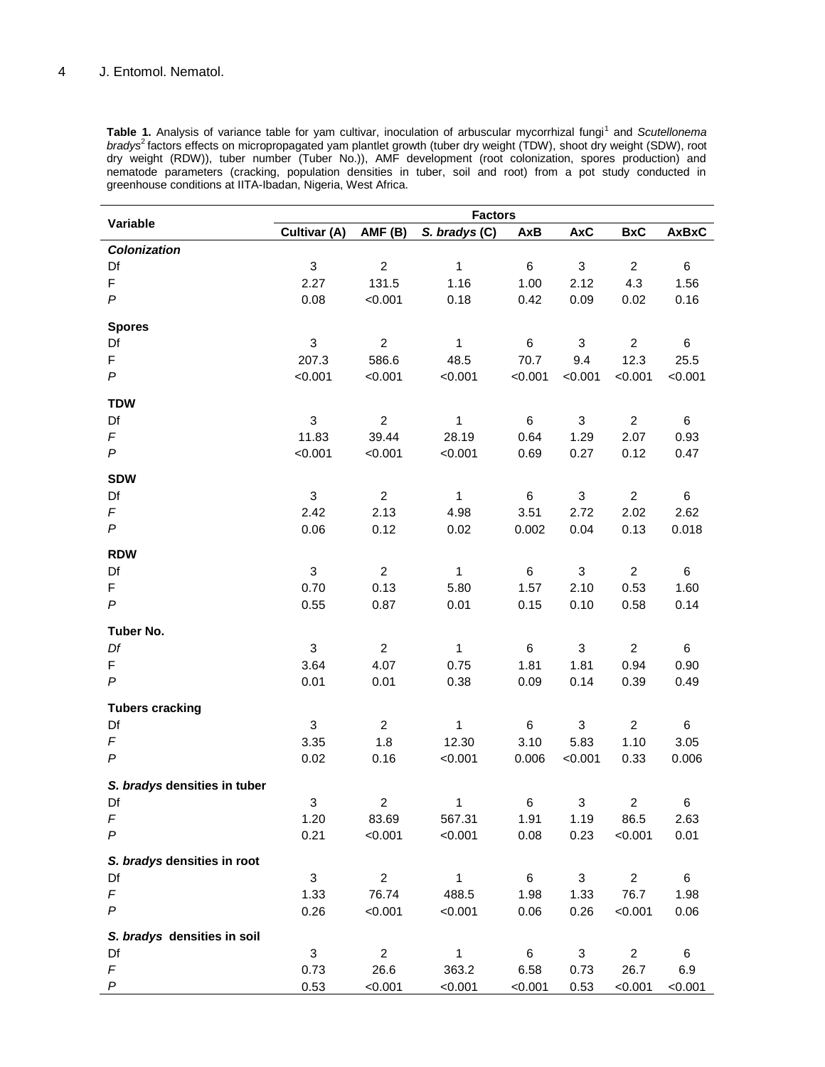**Table 1.** Analysis of variance table for yam cultivar, inoculation of arbuscular mycorrhizal fungi[1] and *Scutellonema bradys*[2] factors effects on micropropagated yam plantlet growth (tuber dry weight (TDW), shoot dry weight (SDW), root dry weight (RDW)), tuber number (Tuber No.)), AMF development (root colonization, spores production) and nematode parameters (cracking, population densities in tuber, soil and root) from a pot study conducted in greenhouse conditions at IITA-Ibadan, Nigeria, West Africa.

| Variable | Factors | | | | | | |
|---|---|---|---|---|---|---|---|
| | Cultivar (A) | AMF (B) | *S. bradys* (C) | AxB | AxC | BxC | AxBxC |
| ***Colonization*** | | | | | | | |
| Df | 3 | 2 | 1 | 6 | 3 | 2 | 6 |
| F | 2.27 | 131.5 | 1.16 | 1.00 | 2.12 | 4.3 | 1.56 |
| *P* | 0.08 | <0.001 | 0.18 | 0.42 | 0.09 | 0.02 | 0.16 |
| **Spores** | | | | | | | |
| Df | 3 | 2 | 1 | 6 | 3 | 2 | 6 |
| F | 207.3 | 586.6 | 48.5 | 70.7 | 9.4 | 12.3 | 25.5 |
| *P* | <0.001 | <0.001 | <0.001 | <0.001 | <0.001 | <0.001 | <0.001 |
| **TDW** | | | | | | | |
| Df | 3 | 2 | 1 | 6 | 3 | 2 | 6 |
| *F* | 11.83 | 39.44 | 28.19 | 0.64 | 1.29 | 2.07 | 0.93 |
| *P* | <0.001 | <0.001 | <0.001 | 0.69 | 0.27 | 0.12 | 0.47 |
| **SDW** | | | | | | | |
| Df | 3 | 2 | 1 | 6 | 3 | 2 | 6 |
| *F* | 2.42 | 2.13 | 4.98 | 3.51 | 2.72 | 2.02 | 2.62 |
| *P* | 0.06 | 0.12 | 0.02 | 0.002 | 0.04 | 0.13 | 0.018 |
| **RDW** | | | | | | | |
| Df | 3 | 2 | 1 | 6 | 3 | 2 | 6 |
| F | 0.70 | 0.13 | 5.80 | 1.57 | 2.10 | 0.53 | 1.60 |
| *P* | 0.55 | 0.87 | 0.01 | 0.15 | 0.10 | 0.58 | 0.14 |
| **Tuber No.** | | | | | | | |
| *Df* | 3 | 2 | 1 | 6 | 3 | 2 | 6 |
| F | 3.64 | 4.07 | 0.75 | 1.81 | 1.81 | 0.94 | 0.90 |
| *P* | 0.01 | 0.01 | 0.38 | 0.09 | 0.14 | 0.39 | 0.49 |
| **Tubers cracking** | | | | | | | |
| Df | 3 | 2 | 1 | 6 | 3 | 2 | 6 |
| *F* | 3.35 | 1.8 | 12.30 | 3.10 | 5.83 | 1.10 | 3.05 |
| *P* | 0.02 | 0.16 | <0.001 | 0.006 | <0.001 | 0.33 | 0.006 |
| ***S. bradys* densities in tuber** | | | | | | | |
| Df | 3 | 2 | 1 | 6 | 3 | 2 | 6 |
| *F* | 1.20 | 83.69 | 567.31 | 1.91 | 1.19 | 86.5 | 2.63 |
| *P* | 0.21 | <0.001 | <0.001 | 0.08 | 0.23 | <0.001 | 0.01 |
| ***S. bradys* densities in root** | | | | | | | |
| Df | 3 | 2 | 1 | 6 | 3 | 2 | 6 |
| *F* | 1.33 | 76.74 | 488.5 | 1.98 | 1.33 | 76.7 | 1.98 |
| *P* | 0.26 | <0.001 | <0.001 | 0.06 | 0.26 | <0.001 | 0.06 |
| ***S. bradys* densities in soil** | | | | | | | |
| Df | 3 | 2 | 1 | 6 | 3 | 2 | 6 |
| *F* | 0.73 | 26.6 | 363.2 | 6.58 | 0.73 | 26.7 | 6.9 |
| *P* | 0.53 | <0.001 | <0.001 | <0.001 | 0.53 | <0.001 | <0.001 |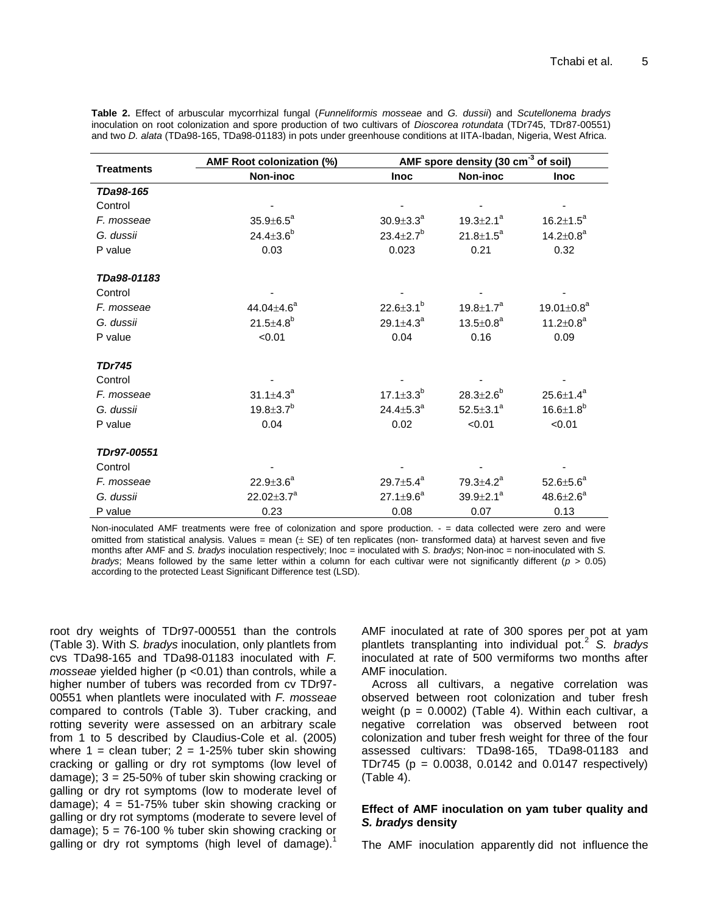**Table 2.** Effect of arbuscular mycorrhizal fungal (*Funneliformis mosseae* and *G. dussii*) and *Scutellonema bradys* inoculation on root colonization and spore production of two cultivars of *Dioscorea rotundata* (TDr745, TDr87-00551) and two *D. alata* (TDa98-165, TDa98-01183) in pots under greenhouse conditions at IITA-Ibadan, Nigeria, West Africa.

| Treatments | AMF Root colonization (%) | | AMF spore density (30 cm$^{-3}$ of soil) | |
|---|---|---|---|---|
| | Non-inoc | Inoc | Non-inoc | Inoc |
| ***TDa98-165*** | | | | |
| Control | - | - | - | - |
| *F. mosseae* | $35.9 \pm 6.5^a$ | $30.9 \pm 3.3^a$ | $19.3 \pm 2.1^a$ | $16.2 \pm 1.5^a$ |
| *G. dussii* | $24.4 \pm 3.6^b$ | $23.4 \pm 2.7^b$ | $21.8 \pm 1.5^a$ | $14.2 \pm 0.8^a$ |
| P value | 0.03 | 0.023 | 0.21 | 0.32 |
| ***TDa98-01183*** | | | | |
| Control | - | - | - | - |
| *F. mosseae* | $44.04 \pm 4.6^a$ | $22.6 \pm 3.1^b$ | $19.8 \pm 1.7^a$ | $19.01 \pm 0.8^a$ |
| *G. dussii* | $21.5 \pm 4.8^b$ | $29.1 \pm 4.3^a$ | $13.5 \pm 0.8^a$ | $11.2 \pm 0.8^a$ |
| P value | <0.01 | 0.04 | 0.16 | 0.09 |
| ***TDr745*** | | | | |
| Control | - | - | - | - |
| *F. mosseae* | $31.1 \pm 4.3^a$ | $17.1 \pm 3.3^b$ | $28.3 \pm 2.6^b$ | $25.6 \pm 1.4^a$ |
| *G. dussii* | $19.8 \pm 3.7^b$ | $24.4 \pm 5.3^a$ | $52.5 \pm 3.1^a$ | $16.6 \pm 1.8^b$ |
| P value | 0.04 | 0.02 | <0.01 | <0.01 |
| ***TDr97-00551*** | | | | |
| Control | - | - | - | - |
| *F. mosseae* | $22.9 \pm 3.6^a$ | $29.7 \pm 5.4^a$ | $79.3 \pm 4.2^a$ | $52.6 \pm 5.6^a$ |
| *G. dussii* | $22.02 \pm 3.7^a$ | $27.1 \pm 9.6^a$ | $39.9 \pm 2.1^a$ | $48.6 \pm 2.6^a$ |
| P value | 0.23 | 0.08 | 0.07 | 0.13 |

Non-inoculated AMF treatments were free of colonization and spore production. - = data collected were zero and were omitted from statistical analysis. Values = mean (± SE) of ten replicates (non- transformed data) at harvest seven and five months after AMF and *S. bradys* inoculation respectively; Inoc = inoculated with *S. bradys*; Non-inoc = non-inoculated with *S. bradys*; Means followed by the same letter within a column for each cultivar were not significantly different ($p > 0.05$) according to the protected Least Significant Difference test (LSD).

root dry weights of TDr97-000551 than the controls (Table 3). With *S. bradys* inoculation, only plantlets from cvs TDa98-165 and TDa98-01183 inoculated with *F. mosseae* yielded higher ($p < 0.01$) than controls, while a higher number of tubers was recorded from cv TDr97-00551 when plantlets were inoculated with *F. mosseae* compared to controls (Table 3). Tuber cracking, and rotting severity were assessed on an arbitrary scale from 1 to 5 described by Claudius-Cole et al. (2005) where 1 = clean tuber; 2 = 1-25% tuber skin showing cracking or galling or dry rot symptoms (low level of damage); 3 = 25-50% of tuber skin showing cracking or galling or dry rot symptoms (low to moderate level of damage); 4 = 51-75% tuber skin showing cracking or galling or dry rot symptoms (moderate to severe level of damage); 5 = 76-100 % tuber skin showing cracking or galling or dry rot symptoms (high level of damage).[1] AMF inoculated at rate of 300 spores per pot at yam plantlets transplanting into individual pot.[2] *S. bradys* inoculated at rate of 500 vermiforms two months after AMF inoculation.

Across all cultivars, a negative correlation was observed between root colonization and tuber fresh weight ($p = 0.0002$) (Table 4). Within each cultivar, a negative correlation was observed between root colonization and tuber fresh weight for three of the four assessed cultivars: TDa98-165, TDa98-01183 and TDr745 ($p = 0.0038$, 0.0142 and 0.0147 respectively) (Table 4).

### Effect of AMF inoculation on yam tuber quality and *S. bradys* density

The AMF inoculation apparently did not influence the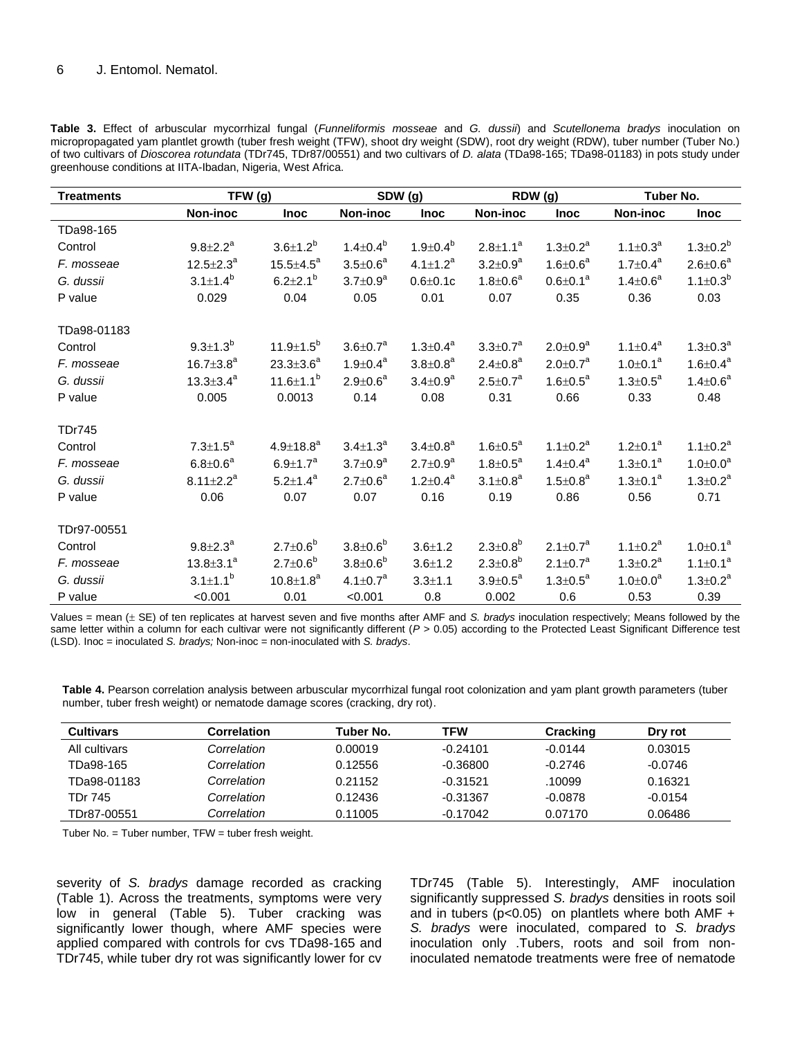**Table 3.** Effect of arbuscular mycorrhizal fungal (*Funneliformis mosseae* and *G. dussii*) and *Scutellonema bradys* inoculation on micropropagated yam plantlet growth (tuber fresh weight (TFW), shoot dry weight (SDW), root dry weight (RDW), tuber number (Tuber No.) of two cultivars of *Dioscorea rotundata* (TDr745, TDr87/00551) and two cultivars of *D. alata* (TDa98-165; TDa98-01183) in pots study under greenhouse conditions at IITA-Ibadan, Nigeria, West Africa.

| Treatments | TFW (g) | | SDW (g) | | RDW (g) | | Tuber No. | |
|---|---|---|---|---|---|---|---|---|
| | Non-inoc | Inoc | Non-inoc | Inoc | Non-inoc | Inoc | Non-inoc | Inoc |
| TDa98-165 | | | | | | | | |
| Control | $9.8{\pm}2.2^{a}$ | $3.6{\pm}1.2^{b}$ | $1.4{\pm}0.4^{b}$ | $1.9{\pm}0.4^{b}$ | $2.8{\pm}1.1^{a}$ | $1.3{\pm}0.2^{a}$ | $1.1{\pm}0.3^{a}$ | $1.3{\pm}0.2^{b}$ |
| *F. mosseae* | $12.5{\pm}2.3^{a}$ | $15.5{\pm}4.5^{a}$ | $3.5{\pm}0.6^{a}$ | $4.1{\pm}1.2^{a}$ | $3.2{\pm}0.9^{a}$ | $1.6{\pm}0.6^{a}$ | $1.7{\pm}0.4^{a}$ | $2.6{\pm}0.6^{a}$ |
| *G. dussii* | $3.1{\pm}1.4^{b}$ | $6.2{\pm}2.1^{b}$ | $3.7{\pm}0.9^{a}$ | $0.6{\pm}0.1c$ | $1.8{\pm}0.6^{a}$ | $0.6{\pm}0.1^{a}$ | $1.4{\pm}0.6^{a}$ | $1.1{\pm}0.3^{b}$ |
| P value | 0.029 | 0.04 | 0.05 | 0.01 | 0.07 | 0.35 | 0.36 | 0.03 |
| TDa98-01183 | | | | | | | | |
| Control | $9.3{\pm}1.3^{b}$ | $11.9{\pm}1.5^{b}$ | $3.6{\pm}0.7^{a}$ | $1.3{\pm}0.4^{a}$ | $3.3{\pm}0.7^{a}$ | $2.0{\pm}0.9^{a}$ | $1.1{\pm}0.4^{a}$ | $1.3{\pm}0.3^{a}$ |
| *F. mosseae* | $16.7{\pm}3.8^{a}$ | $23.3{\pm}3.6^{a}$ | $1.9{\pm}0.4^{a}$ | $3.8{\pm}0.8^{a}$ | $2.4{\pm}0.8^{a}$ | $2.0{\pm}0.7^{a}$ | $1.0{\pm}0.1^{a}$ | $1.6{\pm}0.4^{a}$ |
| *G. dussii* | $13.3{\pm}3.4^{a}$ | $11.6{\pm}1.1^{b}$ | $2.9{\pm}0.6^{a}$ | $3.4{\pm}0.9^{a}$ | $2.5{\pm}0.7^{a}$ | $1.6{\pm}0.5^{a}$ | $1.3{\pm}0.5^{a}$ | $1.4{\pm}0.6^{a}$ |
| P value | 0.005 | 0.0013 | 0.14 | 0.08 | 0.31 | 0.66 | 0.33 | 0.48 |
| TDr745 | | | | | | | | |
| Control | $7.3{\pm}1.5^{a}$ | $4.9{\pm}18.8^{a}$ | $3.4{\pm}1.3^{a}$ | $3.4{\pm}0.8^{a}$ | $1.6{\pm}0.5^{a}$ | $1.1{\pm}0.2^{a}$ | $1.2{\pm}0.1^{a}$ | $1.1{\pm}0.2^{a}$ |
| *F. mosseae* | $6.8{\pm}0.6^{a}$ | $6.9{\pm}1.7^{a}$ | $3.7{\pm}0.9^{a}$ | $2.7{\pm}0.9^{a}$ | $1.8{\pm}0.5^{a}$ | $1.4{\pm}0.4^{a}$ | $1.3{\pm}0.1^{a}$ | $1.0{\pm}0.0^{a}$ |
| *G. dussii* | $8.11{\pm}2.2^{a}$ | $5.2{\pm}1.4^{a}$ | $2.7{\pm}0.6^{a}$ | $1.2{\pm}0.4^{a}$ | $3.1{\pm}0.8^{a}$ | $1.5{\pm}0.8^{a}$ | $1.3{\pm}0.1^{a}$ | $1.3{\pm}0.2^{a}$ |
| P value | 0.06 | 0.07 | 0.07 | 0.16 | 0.19 | 0.86 | 0.56 | 0.71 |
| TDr97-00551 | | | | | | | | |
| Control | $9.8{\pm}2.3^{a}$ | $2.7{\pm}0.6^{b}$ | $3.8{\pm}0.6^{b}$ | $3.6{\pm}1.2$ | $2.3{\pm}0.8^{b}$ | $2.1{\pm}0.7^{a}$ | $1.1{\pm}0.2^{a}$ | $1.0{\pm}0.1^{a}$ |
| *F. mosseae* | $13.8{\pm}3.1^{a}$ | $2.7{\pm}0.6^{b}$ | $3.8{\pm}0.6^{b}$ | $3.6{\pm}1.2$ | $2.3{\pm}0.8^{b}$ | $2.1{\pm}0.7^{a}$ | $1.3{\pm}0.2^{a}$ | $1.1{\pm}0.1^{a}$ |
| *G. dussii* | $3.1{\pm}1.1^{b}$ | $10.8{\pm}1.8^{a}$ | $4.1{\pm}0.7^{a}$ | $3.3{\pm}1.1$ | $3.9{\pm}0.5^{a}$ | $1.3{\pm}0.5^{a}$ | $1.0{\pm}0.0^{a}$ | $1.3{\pm}0.2^{a}$ |
| P value | <0.001 | 0.01 | <0.001 | 0.8 | 0.002 | 0.6 | 0.53 | 0.39 |

Values = mean (± SE) of ten replicates at harvest seven and five months after AMF and *S. bradys* inoculation respectively; Means followed by the same letter within a column for each cultivar were not significantly different ($P > 0.05$) according to the Protected Least Significant Difference test (LSD). Inoc = inoculated *S. bradys;* Non-inoc = non-inoculated with *S. bradys*.

**Table 4.** Pearson correlation analysis between arbuscular mycorrhizal fungal root colonization and yam plant growth parameters (tuber number, tuber fresh weight) or nematode damage scores (cracking, dry rot).

| Cultivars | Correlation | Tuber No. | TFW | Cracking | Dry rot |
|---|---|---|---|---|---|
| All cultivars | *Correlation* | 0.00019 | -0.24101 | -0.0144 | 0.03015 |
| TDa98-165 | *Correlation* | 0.12556 | -0.36800 | -0.2746 | -0.0746 |
| TDa98-01183 | *Correlation* | 0.21152 | -0.31521 | .10099 | 0.16321 |
| TDr 745 | *Correlation* | 0.12436 | -0.31367 | -0.0878 | -0.0154 |
| TDr87-00551 | *Correlation* | 0.11005 | -0.17042 | 0.07170 | 0.06486 |

Tuber No. = Tuber number, TFW = tuber fresh weight.

severity of *S. bradys* damage recorded as cracking (Table 1). Across the treatments, symptoms were very low in general (Table 5). Tuber cracking was significantly lower though, where AMF species were applied compared with controls for cvs TDa98-165 and TDr745, while tuber dry rot was significantly lower for cv TDr745 (Table 5). Interestingly, AMF inoculation significantly suppressed *S. bradys* densities in roots soil and in tubers ($p<0.05$) on plantlets where both AMF + *S. bradys* were inoculated, compared to *S. bradys* inoculation only .Tubers, roots and soil from non-inoculated nematode treatments were free of nematode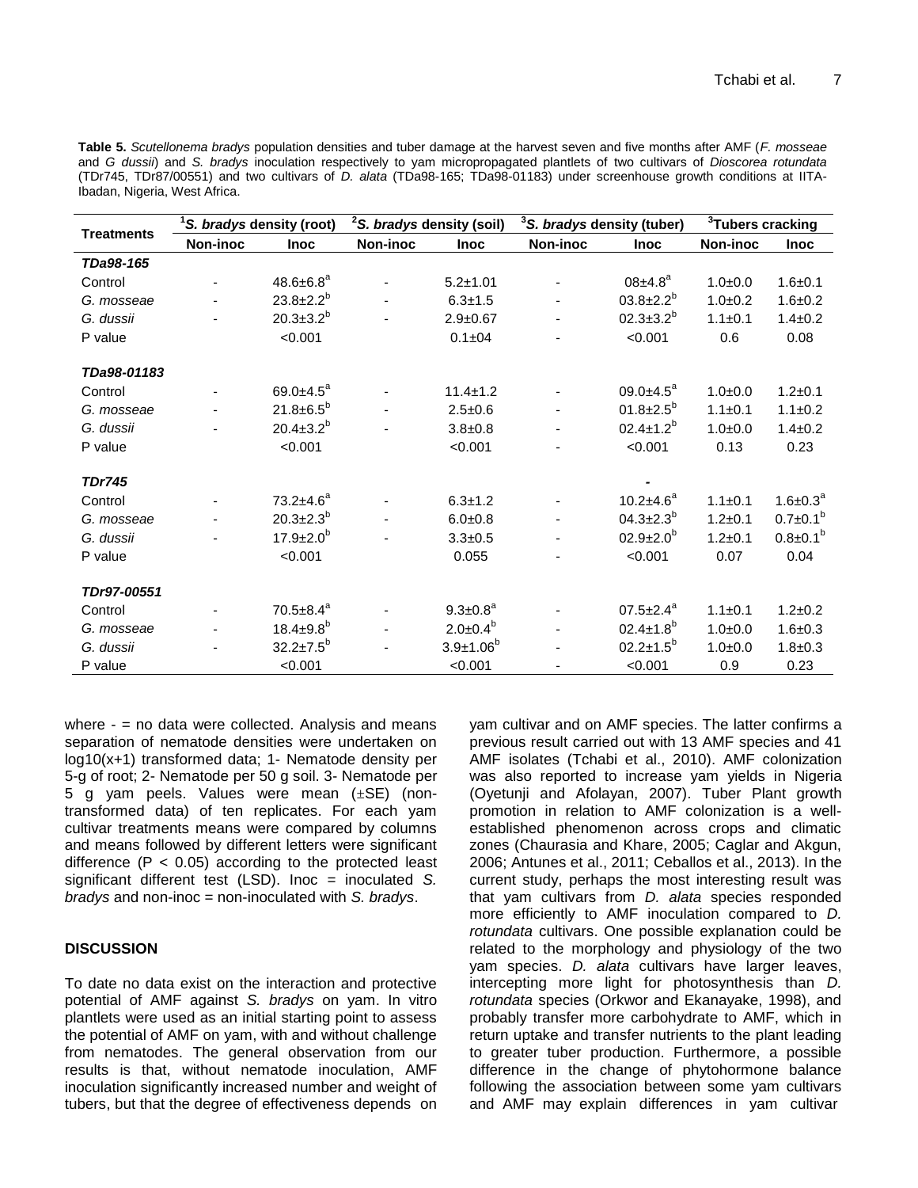**Table 5.** *Scutellonema bradys* population densities and tuber damage at the harvest seven and five months after AMF (*F. mosseae* and *G dussii*) and *S. bradys* inoculation respectively to yam micropropagated plantlets of two cultivars of *Dioscorea rotundata* (TDr745, TDr87/00551) and two cultivars of *D. alata* (TDa98-165; TDa98-01183) under screenhouse growth conditions at IITA-Ibadan, Nigeria, West Africa.

| Treatments | [1]*S. bradys* density (root) | | [2]*S. bradys* density (soil) | | [3]*S. bradys* density (tuber) | | [3]Tubers cracking | |
|---|---|---|---|---|---|---|---|---|
| | Non-inoc | Inoc | Non-inoc | Inoc | Non-inoc | Inoc | Non-inoc | Inoc |
| ***TDa98-165*** | | | | | | | | |
| Control | - | $48.6{\pm}6.8^{a}$ | - | 5.2±1.01 | - | $08{\pm}4.8^{a}$ | 1.0±0.0 | 1.6±0.1 |
| *G. mosseae* | - | $23.8{\pm}2.2^{b}$ | - | 6.3±1.5 | - | $03.8{\pm}2.2^{b}$ | 1.0±0.2 | 1.6±0.2 |
| *G. dussii* | - | $20.3{\pm}3.2^{b}$ | - | 2.9±0.67 | - | $02.3{\pm}3.2^{b}$ | 1.1±0.1 | 1.4±0.2 |
| P value | | <0.001 | | 0.1±04 | - | <0.001 | 0.6 | 0.08 |
| ***TDa98-01183*** | | | | | | | | |
| Control | - | $69.0{\pm}4.5^{a}$ | - | 11.4±1.2 | - | $09.0{\pm}4.5^{a}$ | 1.0±0.0 | 1.2±0.1 |
| *G. mosseae* | - | $21.8{\pm}6.5^{b}$ | - | 2.5±0.6 | - | $01.8{\pm}2.5^{b}$ | 1.1±0.1 | 1.1±0.2 |
| *G. dussii* | - | $20.4{\pm}3.2^{b}$ | - | 3.8±0.8 | - | $02.4{\pm}1.2^{b}$ | 1.0±0.0 | 1.4±0.2 |
| P value | | <0.001 | | <0.001 | - | <0.001 | 0.13 | 0.23 |
| ***TDr745*** | | | | | | - | | |
| Control | - | $73.2{\pm}4.6^{a}$ | - | 6.3±1.2 | - | $10.2{\pm}4.6^{a}$ | 1.1±0.1 | $1.6{\pm}0.3^{a}$ |
| *G. mosseae* | - | $20.3{\pm}2.3^{b}$ | - | 6.0±0.8 | - | $04.3{\pm}2.3^{b}$ | 1.2±0.1 | $0.7{\pm}0.1^{b}$ |
| *G. dussii* | - | $17.9{\pm}2.0^{b}$ | - | 3.3±0.5 | - | $02.9{\pm}2.0^{b}$ | 1.2±0.1 | $0.8{\pm}0.1^{b}$ |
| P value | | <0.001 | | 0.055 | - | <0.001 | 0.07 | 0.04 |
| ***TDr97-00551*** | | | | | | | | |
| Control | - | $70.5{\pm}8.4^{a}$ | - | $9.3{\pm}0.8^{a}$ | - | $07.5{\pm}2.4^{a}$ | 1.1±0.1 | 1.2±0.2 |
| *G. mosseae* | - | $18.4{\pm}9.8^{b}$ | - | $2.0{\pm}0.4^{b}$ | - | $02.4{\pm}1.8^{b}$ | 1.0±0.0 | 1.6±0.3 |
| *G. dussii* | - | $32.2{\pm}7.5^{b}$ | - | $3.9{\pm}1.06^{b}$ | - | $02.2{\pm}1.5^{b}$ | 1.0±0.0 | 1.8±0.3 |
| P value | | <0.001 | | <0.001 | - | <0.001 | 0.9 | 0.23 |

where - = no data were collected. Analysis and means separation of nematode densities were undertaken on log10(x+1) transformed data; 1- Nematode density per 5-g of root; 2- Nematode per 50 g soil. 3- Nematode per 5 g yam peels. Values were mean (±SE) (non-transformed data) of ten replicates. For each yam cultivar treatments means were compared by columns and means followed by different letters were significant difference ($P < 0.05$) according to the protected least significant different test (LSD). Inoc = inoculated *S. bradys* and non-inoc = non-inoculated with *S. bradys*.

## DISCUSSION

To date no data exist on the interaction and protective potential of AMF against *S. bradys* on yam. In vitro plantlets were used as an initial starting point to assess the potential of AMF on yam, with and without challenge from nematodes. The general observation from our results is that, without nematode inoculation, AMF inoculation significantly increased number and weight of tubers, but that the degree of effectiveness depends on yam cultivar and on AMF species. The latter confirms a previous result carried out with 13 AMF species and 41 AMF isolates (Tchabi et al., 2010). AMF colonization was also reported to increase yam yields in Nigeria (Oyetunji and Afolayan, 2007). Tuber Plant growth promotion in relation to AMF colonization is a well-established phenomenon across crops and climatic zones (Chaurasia and Khare, 2005; Caglar and Akgun, 2006; Antunes et al., 2011; Ceballos et al., 2013). In the current study, perhaps the most interesting result was that yam cultivars from *D. alata* species responded more efficiently to AMF inoculation compared to *D. rotundata* cultivars. One possible explanation could be related to the morphology and physiology of the two yam species. *D. alata* cultivars have larger leaves, intercepting more light for photosynthesis than *D. rotundata* species (Orkwor and Ekanayake, 1998), and probably transfer more carbohydrate to AMF, which in return uptake and transfer nutrients to the plant leading to greater tuber production. Furthermore, a possible difference in the change of phytohormone balance following the association between some yam cultivars and AMF may explain differences in yam cultivar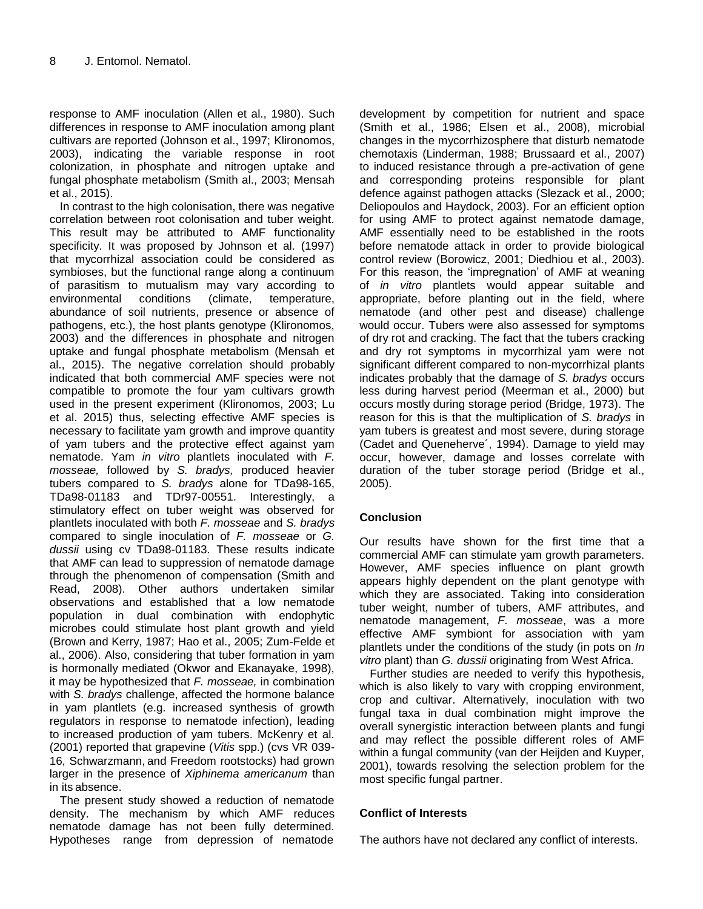response to AMF inoculation (Allen et al., 1980). Such differences in response to AMF inoculation among plant cultivars are reported (Johnson et al., 1997; Klironomos, 2003), indicating the variable response in root colonization, in phosphate and nitrogen uptake and fungal phosphate metabolism (Smith al., 2003; Mensah et al., 2015).

In contrast to the high colonisation, there was negative correlation between root colonisation and tuber weight. This result may be attributed to AMF functionality specificity. It was proposed by Johnson et al. (1997) that mycorrhizal association could be considered as symbioses, but the functional range along a continuum of parasitism to mutualism may vary according to environmental conditions (climate, temperature, abundance of soil nutrients, presence or absence of pathogens, etc.), the host plants genotype (Klironomos, 2003) and the differences in phosphate and nitrogen uptake and fungal phosphate metabolism (Mensah et al., 2015). The negative correlation should probably indicated that both commercial AMF species were not compatible to promote the four yam cultivars growth used in the present experiment (Klironomos, 2003; Lu et al. 2015) thus, selecting effective AMF species is necessary to facilitate yam growth and improve quantity of yam tubers and the protective effect against yam nematode. Yam *in vitro* plantlets inoculated with *F. mosseae,* followed by *S. bradys,* produced heavier tubers compared to *S. bradys* alone for TDa98-165, TDa98-01183 and TDr97-00551. Interestingly, a stimulatory effect on tuber weight was observed for plantlets inoculated with both *F. mosseae* and *S. bradys* compared to single inoculation of *F. mosseae* or *G. dussii* using cv TDa98-01183. These results indicate that AMF can lead to suppression of nematode damage through the phenomenon of compensation (Smith and Read, 2008). Other authors undertaken similar observations and established that a low nematode population in dual combination with endophytic microbes could stimulate host plant growth and yield (Brown and Kerry, 1987; Hao et al., 2005; Zum-Felde et al., 2006). Also, considering that tuber formation in yam is hormonally mediated (Okwor and Ekanayake, 1998), it may be hypothesized that *F. mosseae,* in combination with *S. bradys* challenge, affected the hormone balance in yam plantlets (e.g. increased synthesis of growth regulators in response to nematode infection), leading to increased production of yam tubers. McKenry et al. (2001) reported that grapevine (*Vitis* spp.) (cvs VR 039-16, Schwarzmann, and Freedom rootstocks) had grown larger in the presence of *Xiphinema americanum* than in its absence.

The present study showed a reduction of nematode density. The mechanism by which AMF reduces nematode damage has not been fully determined. Hypotheses range from depression of nematode development by competition for nutrient and space (Smith et al., 1986; Elsen et al., 2008), microbial changes in the mycorrhizosphere that disturb nematode chemotaxis (Linderman, 1988; Brussaard et al., 2007) to induced resistance through a pre-activation of gene and corresponding proteins responsible for plant defence against pathogen attacks (Slezack et al., 2000; Deliopoulos and Haydock, 2003). For an efficient option for using AMF to protect against nematode damage, AMF essentially need to be established in the roots before nematode attack in order to provide biological control review (Borowicz, 2001; Diedhiou et al., 2003). For this reason, the 'impregnation' of AMF at weaning of *in vitro* plantlets would appear suitable and appropriate, before planting out in the field, where nematode (and other pest and disease) challenge would occur. Tubers were also assessed for symptoms of dry rot and cracking. The fact that the tubers cracking and dry rot symptoms in mycorrhizal yam were not significant different compared to non-mycorrhizal plants indicates probably that the damage of *S. bradys* occurs less during harvest period (Meerman et al., 2000) but occurs mostly during storage period (Bridge, 1973). The reason for this is that the multiplication of *S. bradys* in yam tubers is greatest and most severe, during storage (Cadet and Queneherve´, 1994). Damage to yield may occur, however, damage and losses correlate with duration of the tuber storage period (Bridge et al., 2005).

## Conclusion

Our results have shown for the first time that a commercial AMF can stimulate yam growth parameters. However, AMF species influence on plant growth appears highly dependent on the plant genotype with which they are associated. Taking into consideration tuber weight, number of tubers, AMF attributes, and nematode management, *F. mosseae*, was a more effective AMF symbiont for association with yam plantlets under the conditions of the study (in pots on *In vitro* plant) than *G. dussii* originating from West Africa.

Further studies are needed to verify this hypothesis, which is also likely to vary with cropping environment, crop and cultivar. Alternatively, inoculation with two fungal taxa in dual combination might improve the overall synergistic interaction between plants and fungi and may reflect the possible different roles of AMF within a fungal community (van der Heijden and Kuyper, 2001), towards resolving the selection problem for the most specific fungal partner.

## Conflict of Interests

The authors have not declared any conflict of interests.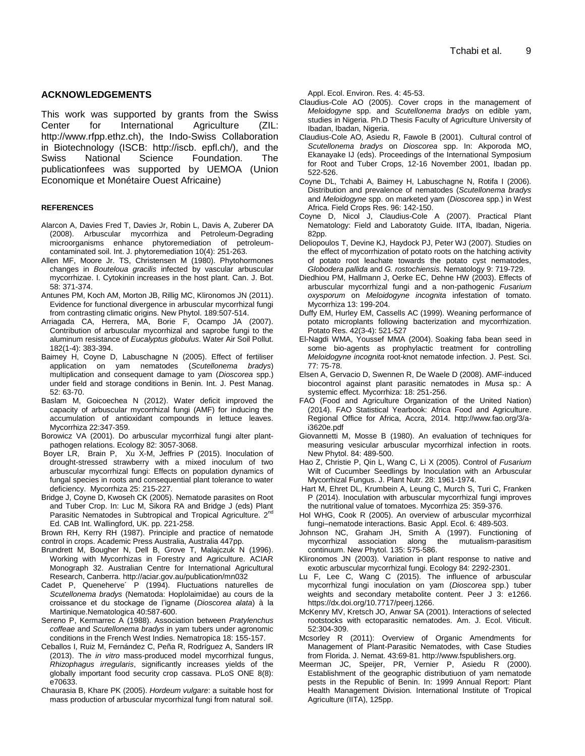## ACKNOWLEDGEMENTS

This work was supported by grants from the Swiss Center for International Agriculture (ZIL: http://www.rfpp.ethz.ch), the Indo-Swiss Collaboration in Biotechnology (ISCB: http://iscb. epfl.ch/), and the Swiss National Science Foundation. The publicationfees was supported by UEMOA (Union Economique et Monétaire Ouest Africaine)

## REFERENCES

Alarcon A, Davies Fred T, Davies Jr, Robin L, Davis A, Zuberer DA (2008). Arbuscular mycorrhiza and Petroleum-Degrading microorganisms enhance phytoremediation of petroleum-contaminated soil. Int. J. phytoremediation 10(4): 251-263.

Allen MF, Moore Jr. TS, Christensen M (1980). Phytohormones changes in *Bouteloua gracilis* infected by vascular arbuscular mycorrhizae. I. Cytokinin increases in the host plant. Can. J. Bot. 58: 371-374.

Antunes PM, Koch AM, Morton JB, Rillig MC, Klironomos JN (2011). Evidence for functional divergence in arbuscular mycorrhizal fungi from contrasting climatic origins. New Phytol. 189:507-514.

Arriagada CA, Herrera, MA, Borie F, Ocampo JA (2007). Contribution of arbuscular mycorrhizal and saprobe fungi to the aluminum resistance of *Eucalyptus globulus*. Water Air Soil Pollut. 182(1-4): 383-394.

Baimey H, Coyne D, Labuschagne N (2005). Effect of fertiliser application on yam nematodes (*Scutellonema bradys*) multiplication and consequent damage to yam (*Dioscorea* spp.) under field and storage conditions in Benin. Int. J. Pest Manag. 52: 63-70.

Baslam M, Goicoechea N (2012). Water deficit improved the capacity of arbuscular mycorrhizal fungi (AMF) for inducing the accumulation of antioxidant compounds in lettuce leaves. Mycorrhiza 22:347-359.

Borowicz VA (2001). Do arbuscular mycorrhizal fungi alter plant-pathogen relations. Ecology 82: 3057-3068.

Boyer LR, Brain P, Xu X-M, Jeffries P (2015). Inoculation of drought-stressed strawberry with a mixed inoculum of two arbuscular mycorrhizal fungi: Effects on population dynamics of fungal species in roots and consequential plant tolerance to water deficiency. Mycorrhiza 25: 215-227.

Bridge J, Coyne D, Kwoseh CK (2005). Nematode parasites on Root and Tuber Crop. In: Luc M, Sikora RA and Bridge J (eds) Plant Parasitic Nematodes in Subtropical and Tropical Agriculture. 2nd Ed. CAB Int. Wallingford, UK. pp. 221-258.

Brown RH, Kerry RH (1987). Principle and practice of nematode control in crops. Academic Press Australia, Australia 447pp.

Brundrett M, Bougher N, Dell B, Grove T, Malajczuk N (1996). Working with Mycorrhizas in Forestry and Agriculture. ACIAR Monograph 32. Australian Centre for International Agricultural Research, Canberra. http://aciar.gov.au/publication/mn032

Cadet P, Queneherve´ P (1994). Fluctuations naturelles de *Scutellonema bradys* (Nematoda: Hoplolaimidae) au cours de la croissance et du stockage de l'igname (*Dioscorea alata*) à la Martinique.Nematologica 40:587-600.

Sereno P, Kermarrec A (1988). Association between *Pratylenchus coffeae* and *Scutellonema bradys* in yam tubers under agronomic conditions in the French West Indies. Nematropica 18: 155-157.

Ceballos I, Ruiz M, Fernández C, Peña R, Rodríguez A, Sanders IR (2013). The *in vitro* mass-produced model mycorrhizal fungus, *Rhizophagus irregularis*, significantly increases yields of the globally important food security crop cassava. PLoS ONE 8(8): e70633.

Chaurasia B, Khare PK (2005). *Hordeum vulgare*: a suitable host for mass production of arbuscular mycorrhizal fungi from natural soil. Appl. Ecol. Environ. Res. 4: 45-53.

Claudius-Cole AO (2005). Cover crops in the management of *Meloidogyne* spp. and *Scutellonema bradys* on edible yam, studies in Nigeria. Ph.D Thesis Faculty of Agriculture University of Ibadan, Ibadan, Nigeria.

Claudius-Cole AO, Asiedu R, Fawole B (2001). Cultural control of *Scutellonema bradys* on *Dioscorea* spp. In: Akporoda MO, Ekanayake IJ (eds). Proceedings of the International Symposium for Root and Tuber Crops, 12-16 November 2001, Ibadan pp. 522-526.

Coyne DL, Tchabi A, Baimey H, Labuschagne N, Rotifa I (2006). Distribution and prevalence of nematodes (*Scutellonema bradys* and *Meloidogyne* spp. on marketed yam (*Dioscorea* spp.) in West Africa. Field Crops Res. 96: 142-150.

Coyne D, Nicol J, Claudius-Cole A (2007). Practical Plant Nematology: Field and Laboratoty Guide. IITA, Ibadan, Nigeria. 82pp.

Deliopoulos T, Devine KJ, Haydock PJ, Peter WJ (2007). Studies on the effect of mycorrhization of potato roots on the hatching activity of potato root leachate towards the potato cyst nematodes, *Globodera pallida* and *G. rostochiensis.* Nematology 9: 719-729.

Diedhiou PM, Hallmann J, Oerke EC, Dehne HW (2003). Effects of arbuscular mycorrhizal fungi and a non-pathogenic *Fusarium oxysporum* on *Meloidogyne incognita* infestation of tomato. Mycorrhiza 13: 199-204.

Duffy EM, Hurley EM, Cassells AC (1999). Weaning performance of potato microplants following bacterization and mycorrhization. Potato Res. 42(3-4): 521-527

El-Nagdi WMA, Youssef MMA (2004). Soaking faba bean seed in some bio-agents as prophylactic treatment for controlling *Meloidogyne incognita* root-knot nematode infection. J. Pest. Sci. 77: 75-78.

Elsen A, Gervacio D, Swennen R, De Waele D (2008). AMF-induced biocontrol against plant parasitic nematodes in *Musa* sp.: A systemic effect. Mycorrhiza: 18: 251-256.

FAO (Food and Agriculture Organization of the United Nation) (2014). FAO Statistical Yearbook: Africa Food and Agriculture. Regional Office for Africa, Accra, 2014. http://www.fao.org/3/a-i3620e.pdf

Giovannetti M, Mosse B (1980). An evaluation of techniques for measuring vesicular arbuscular mycorrhizal infection in roots. New Phytol. 84: 489-500.

Hao Z, Christie P, Qin L, Wang C, Li X (2005). Control of *Fusarium* Wilt of Cucumber Seedlings by Inoculation with an Arbuscular Mycorrhizal Fungus. J. Plant Nutr. 28: 1961-1974.

Hart M, Ehret DL, Krumbein A, Leung C, Murch S, Turi C, Franken P (2014). Inoculation with arbuscular mycorrhizal fungi improves the nutritional value of tomatoes. Mycorrhiza 25: 359-376.

Hol WHG, Cook R (2005). An overview of arbuscular mycorrhizal fungi–nematode interactions. Basic Appl. Ecol. 6: 489-503.

Johnson NC, Graham JH, Smith A (1997). Functioning of mycorrhizal association along the mutualism-parasitism continuum. New Phytol. 135: 575-586.

Klironomos JN (2003). Variation in plant response to native and exotic arbuscular mycorrhizal fungi. Ecology 84: 2292-2301.

Lu F, Lee C, Wang C (2015). The influence of arbuscular mycorrhizal fungi inoculation on yam (*Dioscorea* spp.) tuber weights and secondary metabolite content. Peer J 3: e1266. https://dx.doi.org/10.7717/peerj.1266.

McKenry MV, Kretsch JO, Anwar SA (2001). Interactions of selected rootstocks with ectoparasitic nematodes. Am. J. Ecol. Viticult. 52:304-309.

Mcsorley R (2011): Overview of Organic Amendments for Management of Plant-Parasitic Nematodes, with Case Studies from Florida. J. Nemat. 43:69-81. http://www.fspublishers.org.

Meerman JC, Speijer, PR, Vernier P, Asiedu R (2000). Establishment of the geographic distributiuon of yam nematode pests in the Republic of Benin. In: 1999 Annual Report: Plant Health Management Division. International Institute of Tropical Agriculture (IITA), 125pp.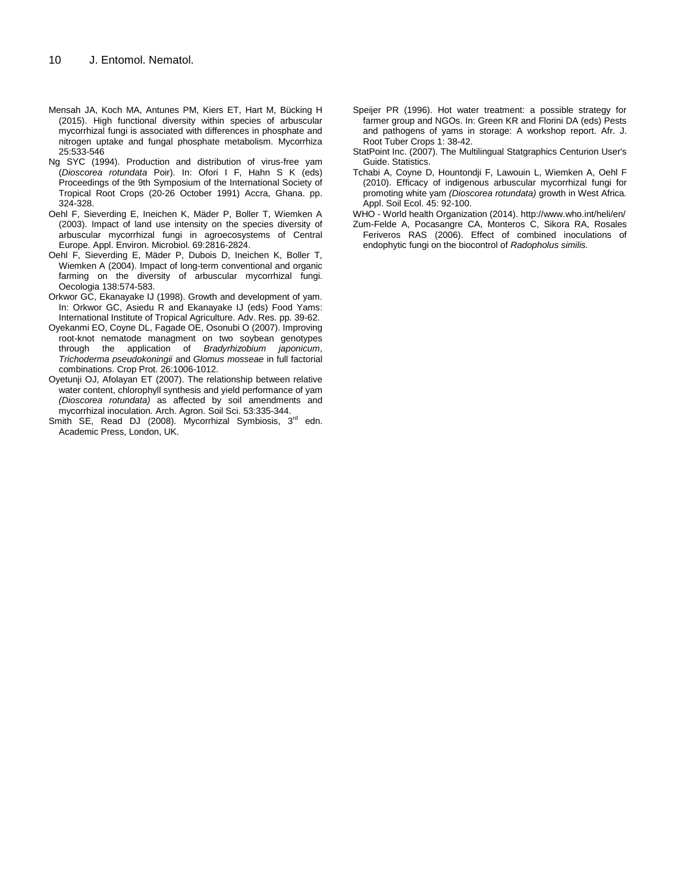Mensah JA, Koch MA, Antunes PM, Kiers ET, Hart M, Bücking H (2015). High functional diversity within species of arbuscular mycorrhizal fungi is associated with differences in phosphate and nitrogen uptake and fungal phosphate metabolism. Mycorrhiza 25:533-546

Ng SYC (1994). Production and distribution of virus-free yam (*Dioscorea rotundata* Poir). In: Ofori I F, Hahn S K (eds) Proceedings of the 9th Symposium of the International Society of Tropical Root Crops (20-26 October 1991) Accra, Ghana. pp. 324-328.

Oehl F, Sieverding E, Ineichen K, Mäder P, Boller T, Wiemken A (2003). Impact of land use intensity on the species diversity of arbuscular mycorrhizal fungi in agroecosystems of Central Europe. Appl. Environ. Microbiol. 69:2816-2824.

Oehl F, Sieverding E, Mäder P, Dubois D, Ineichen K, Boller T, Wiemken A (2004). Impact of long-term conventional and organic farming on the diversity of arbuscular mycorrhizal fungi. Oecologia 138:574-583.

Orkwor GC, Ekanayake IJ (1998). Growth and development of yam. In: Orkwor GC, Asiedu R and Ekanayake IJ (eds) Food Yams: International Institute of Tropical Agriculture. Adv. Res. pp. 39-62.

Oyekanmi EO, Coyne DL, Fagade OE, Osonubi O (2007). Improving root-knot nematode managment on two soybean genotypes through the application of *Bradyrhizobium japonicum*, *Trichoderma pseudokoningii* and *Glomus mosseae* in full factorial combinations. Crop Prot. 26:1006-1012.

Oyetunji OJ, Afolayan ET (2007). The relationship between relative water content, chlorophyll synthesis and yield performance of yam *(Dioscorea rotundata)* as affected by soil amendments and mycorrhizal inoculation. Arch. Agron. Soil Sci. 53:335-344.

Smith SE, Read DJ (2008). Mycorrhizal Symbiosis, 3rd edn. Academic Press, London, UK.

Speijer PR (1996). Hot water treatment: a possible strategy for farmer group and NGOs. In: Green KR and Florini DA (eds) Pests and pathogens of yams in storage: A workshop report. Afr. J. Root Tuber Crops 1: 38-42.

StatPoint Inc. (2007). The Multilingual Statgraphics Centurion User's Guide. Statistics.

Tchabi A, Coyne D, Hountondji F, Lawouin L, Wiemken A, Oehl F (2010). Efficacy of indigenous arbuscular mycorrhizal fungi for promoting white yam *(Dioscorea rotundata)* growth in West Africa. Appl. Soil Ecol. 45: 92-100.

WHO - World health Organization (2014). http://www.who.int/heli/en/

Zum-Felde A, Pocasangre CA, Monteros C, Sikora RA, Rosales Feriveros RAS (2006). Effect of combined inoculations of endophytic fungi on the biocontrol of *Radopholus similis.*